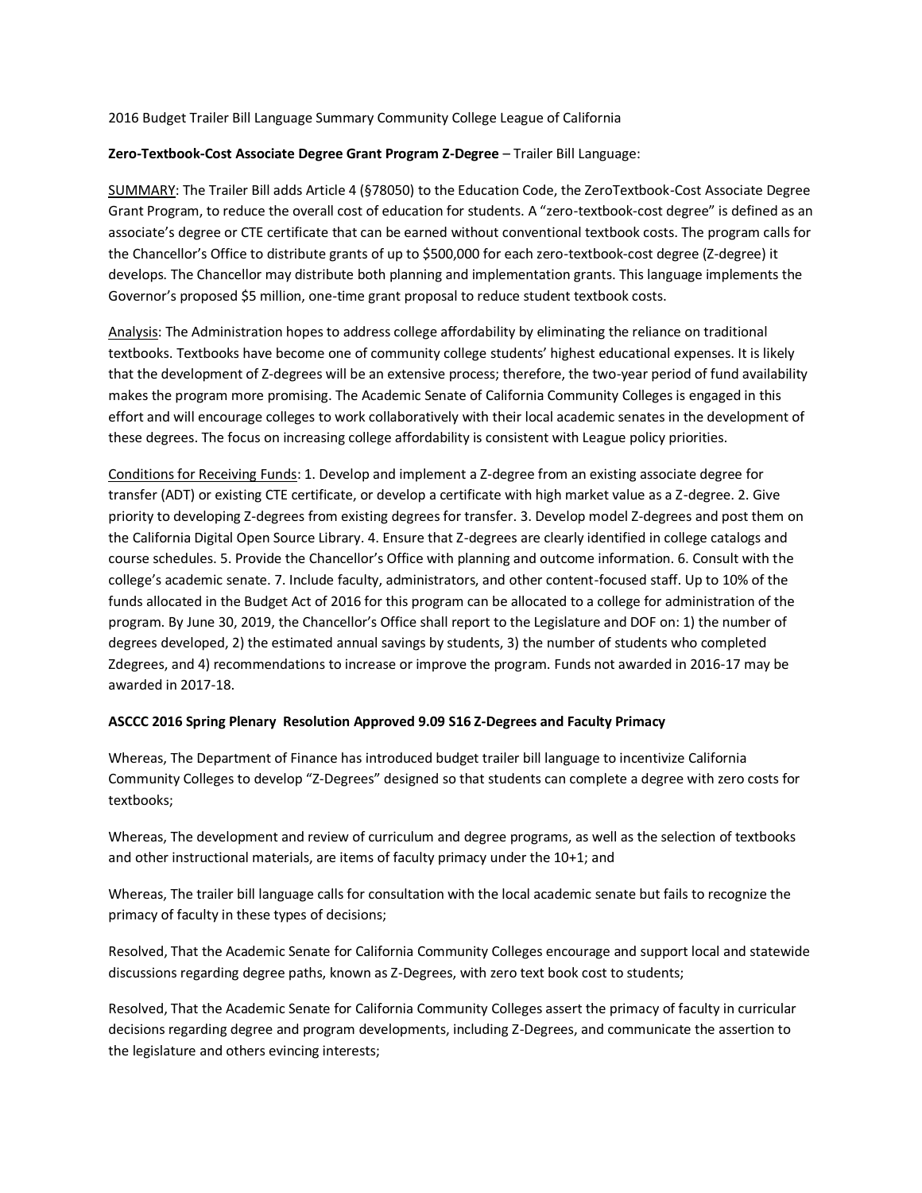2016 Budget Trailer Bill Language Summary Community College League of California

**Zero-Textbook-Cost Associate Degree Grant Program Z-Degree** – Trailer Bill Language:

<u>SUMMARY</u>: The Trailer Bill adds Article 4 (§78050) to the Education Code, the ZeroTextbook-Cost Associate Degree Grant Program, to reduce the overall cost of education for students. A "zero-textbook-cost degree" is defined as an associate's degree or CTE certificate that can be earned without conventional textbook costs. The program calls for the Chancellor's Office to distribute grants of up to $500,000 for each zero-textbook-cost degree (Z-degree) it develops. The Chancellor may distribute both planning and implementation grants. This language implements the Governor's proposed $5 million, one-time grant proposal to reduce student textbook costs.

<u>Analysis</u>: The Administration hopes to address college affordability by eliminating the reliance on traditional textbooks. Textbooks have become one of community college students' highest educational expenses. It is likely that the development of Z-degrees will be an extensive process; therefore, the two-year period of fund availability makes the program more promising. The Academic Senate of California Community Colleges is engaged in this effort and will encourage colleges to work collaboratively with their local academic senates in the development of these degrees. The focus on increasing college affordability is consistent with League policy priorities.

<u>Conditions for Receiving Funds</u>: 1. Develop and implement a Z-degree from an existing associate degree for transfer (ADT) or existing CTE certificate, or develop a certificate with high market value as a Z-degree. 2. Give priority to developing Z-degrees from existing degrees for transfer. 3. Develop model Z-degrees and post them on the California Digital Open Source Library. 4. Ensure that Z-degrees are clearly identified in college catalogs and course schedules. 5. Provide the Chancellor's Office with planning and outcome information. 6. Consult with the college's academic senate. 7. Include faculty, administrators, and other content-focused staff. Up to 10% of the funds allocated in the Budget Act of 2016 for this program can be allocated to a college for administration of the program. By June 30, 2019, the Chancellor's Office shall report to the Legislature and DOF on: 1) the number of degrees developed, 2) the estimated annual savings by students, 3) the number of students who completed Zdegrees, and 4) recommendations to increase or improve the program. Funds not awarded in 2016-17 may be awarded in 2017-18.

**ASCCC 2016 Spring Plenary Resolution Approved 9.09 S16 Z-Degrees and Faculty Primacy**

Whereas, The Department of Finance has introduced budget trailer bill language to incentivize California Community Colleges to develop "Z-Degrees" designed so that students can complete a degree with zero costs for textbooks;

Whereas, The development and review of curriculum and degree programs, as well as the selection of textbooks and other instructional materials, are items of faculty primacy under the 10+1; and

Whereas, The trailer bill language calls for consultation with the local academic senate but fails to recognize the primacy of faculty in these types of decisions;

Resolved, That the Academic Senate for California Community Colleges encourage and support local and statewide discussions regarding degree paths, known as Z-Degrees, with zero text book cost to students;

Resolved, That the Academic Senate for California Community Colleges assert the primacy of faculty in curricular decisions regarding degree and program developments, including Z-Degrees, and communicate the assertion to the legislature and others evincing interests;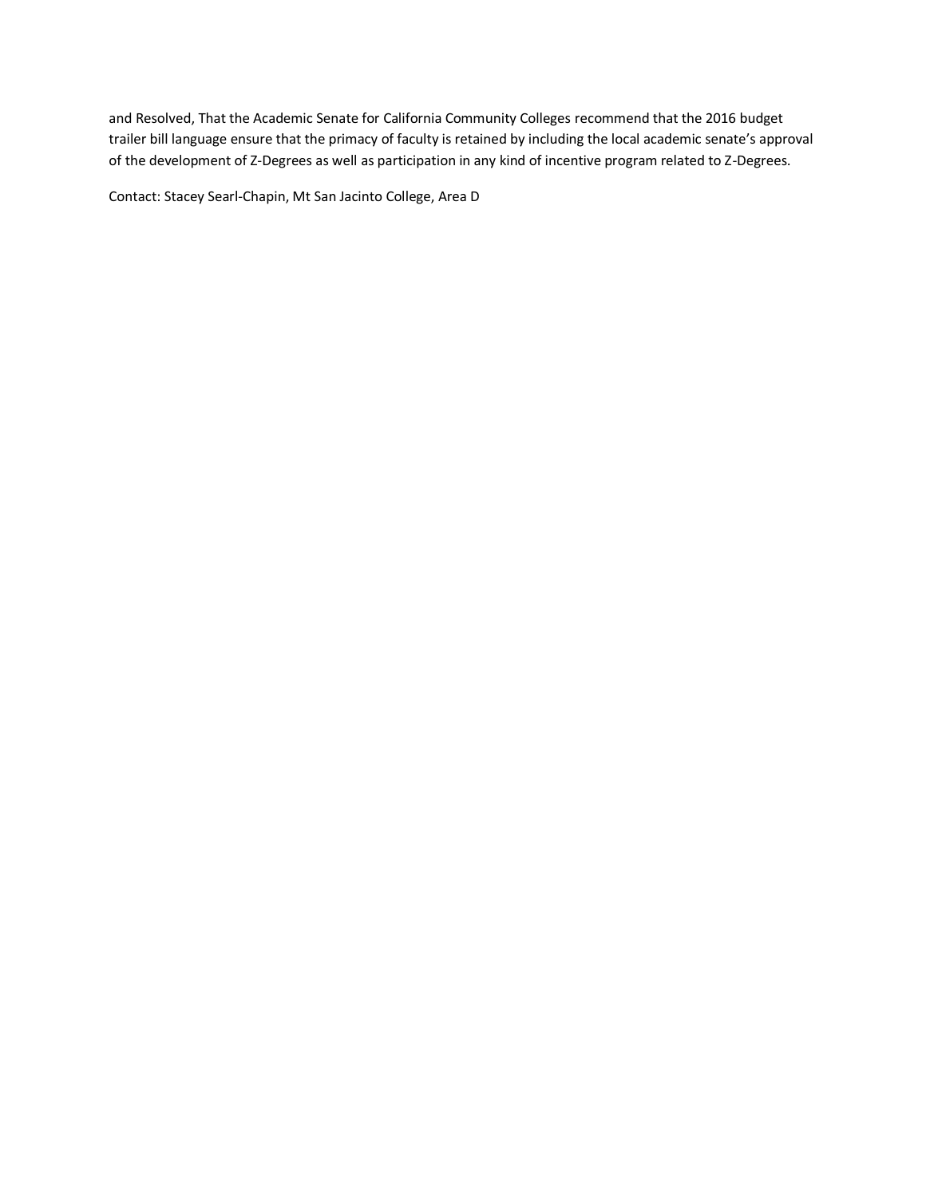and Resolved, That the Academic Senate for California Community Colleges recommend that the 2016 budget trailer bill language ensure that the primacy of faculty is retained by including the local academic senate's approval of the development of Z-Degrees as well as participation in any kind of incentive program related to Z-Degrees.

Contact: Stacey Searl-Chapin, Mt San Jacinto College, Area D